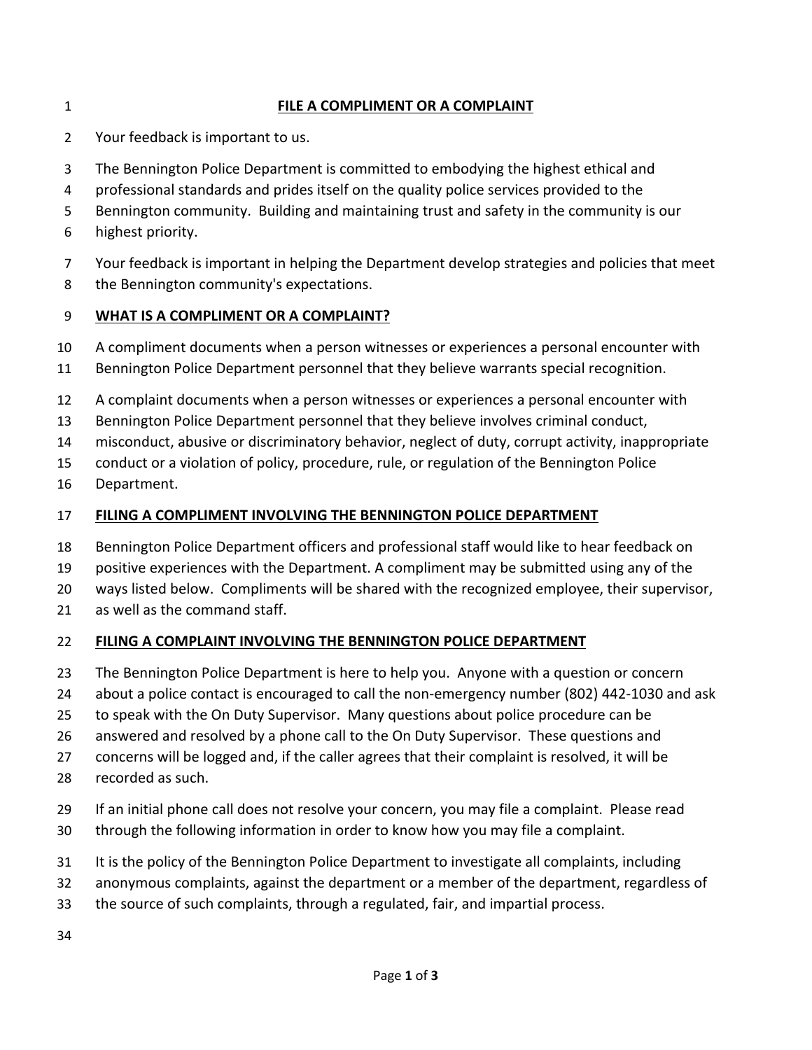# FILE A COMPLIMENT OR A COMPLAINT

Your feedback is important to us.

The Bennington Police Department is committed to embodying the highest ethical and professional standards and prides itself on the quality police services provided to the Bennington community. Building and maintaining trust and safety in the community is our highest priority.

Your feedback is important in helping the Department develop strategies and policies that meet the Bennington community's expectations.

## WHAT IS A COMPLIMENT OR A COMPLAINT?

A compliment documents when a person witnesses or experiences a personal encounter with Bennington Police Department personnel that they believe warrants special recognition.

A complaint documents when a person witnesses or experiences a personal encounter with Bennington Police Department personnel that they believe involves criminal conduct, misconduct, abusive or discriminatory behavior, neglect of duty, corrupt activity, inappropriate conduct or a violation of policy, procedure, rule, or regulation of the Bennington Police Department.

## FILING A COMPLIMENT INVOLVING THE BENNINGTON POLICE DEPARTMENT

Bennington Police Department officers and professional staff would like to hear feedback on positive experiences with the Department. A compliment may be submitted using any of the ways listed below. Compliments will be shared with the recognized employee, their supervisor, as well as the command staff.

## FILING A COMPLAINT INVOLVING THE BENNINGTON POLICE DEPARTMENT

The Bennington Police Department is here to help you. Anyone with a question or concern about a police contact is encouraged to call the non-emergency number (802) 442-1030 and ask to speak with the On Duty Supervisor. Many questions about police procedure can be answered and resolved by a phone call to the On Duty Supervisor. These questions and concerns will be logged and, if the caller agrees that their complaint is resolved, it will be recorded as such.

If an initial phone call does not resolve your concern, you may file a complaint. Please read through the following information in order to know how you may file a complaint.

It is the policy of the Bennington Police Department to investigate all complaints, including anonymous complaints, against the department or a member of the department, regardless of the source of such complaints, through a regulated, fair, and impartial process.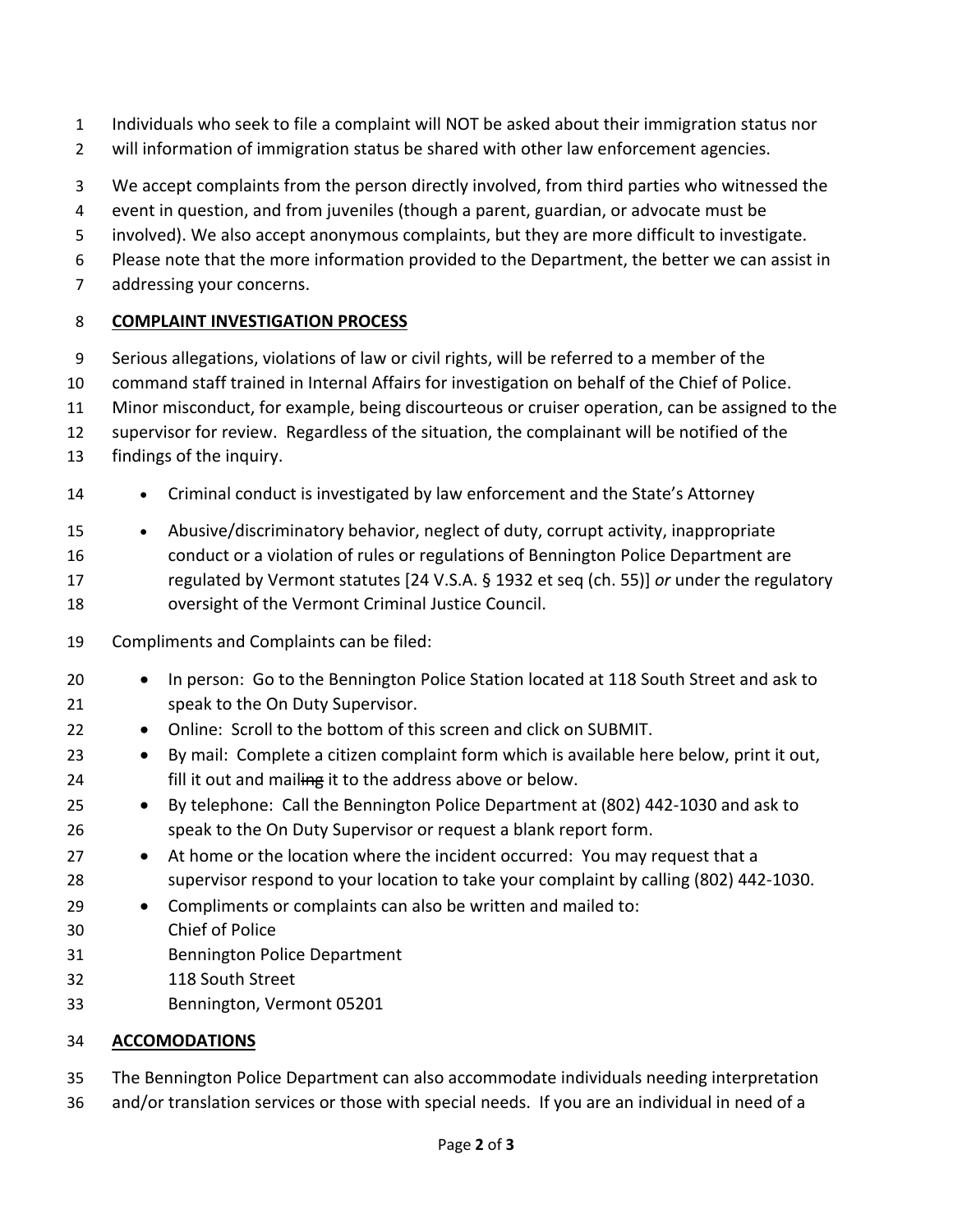Individuals who seek to file a complaint will NOT be asked about their immigration status nor will information of immigration status be shared with other law enforcement agencies.

We accept complaints from the person directly involved, from third parties who witnessed the event in question, and from juveniles (though a parent, guardian, or advocate must be involved). We also accept anonymous complaints, but they are more difficult to investigate. Please note that the more information provided to the Department, the better we can assist in addressing your concerns.

**COMPLAINT INVESTIGATION PROCESS**

Serious allegations, violations of law or civil rights, will be referred to a member of the command staff trained in Internal Affairs for investigation on behalf of the Chief of Police. Minor misconduct, for example, being discourteous or cruiser operation, can be assigned to the supervisor for review. Regardless of the situation, the complainant will be notified of the findings of the inquiry.

- Criminal conduct is investigated by law enforcement and the State's Attorney
- Abusive/discriminatory behavior, neglect of duty, corrupt activity, inappropriate conduct or a violation of rules or regulations of Bennington Police Department are regulated by Vermont statutes [24 V.S.A. § 1932 et seq (ch. 55)] *or* under the regulatory oversight of the Vermont Criminal Justice Council.

Compliments and Complaints can be filed:

- In person: Go to the Bennington Police Station located at 118 South Street and ask to speak to the On Duty Supervisor.
- Online: Scroll to the bottom of this screen and click on SUBMIT.
- By mail: Complete a citizen complaint form which is available here below, print it out, fill it out and mail~~ing~~ it to the address above or below.
- By telephone: Call the Bennington Police Department at (802) 442-1030 and ask to speak to the On Duty Supervisor or request a blank report form.
- At home or the location where the incident occurred: You may request that a supervisor respond to your location to take your complaint by calling (802) 442-1030.
- Compliments or complaints can also be written and mailed to:
  Chief of Police
  Bennington Police Department
  118 South Street
  Bennington, Vermont 05201

**ACCOMODATIONS**

The Bennington Police Department can also accommodate individuals needing interpretation and/or translation services or those with special needs. If you are an individual in need of a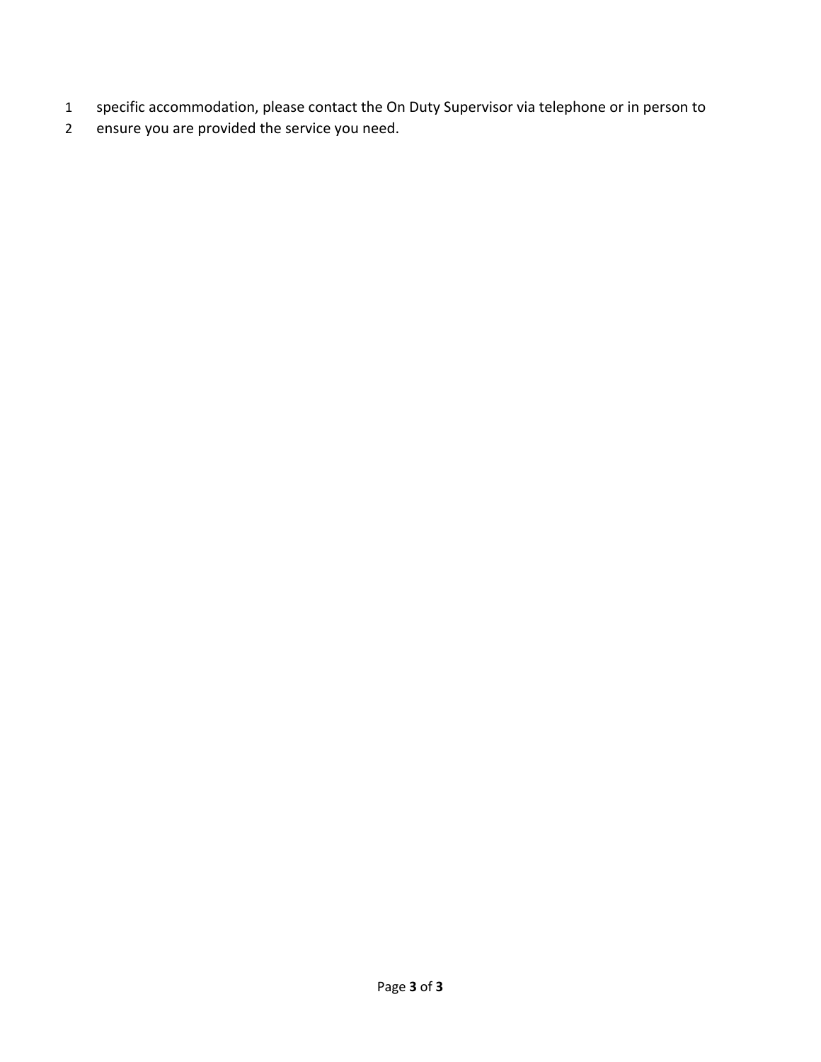specific accommodation, please contact the On Duty Supervisor via telephone or in person to ensure you are provided the service you need.